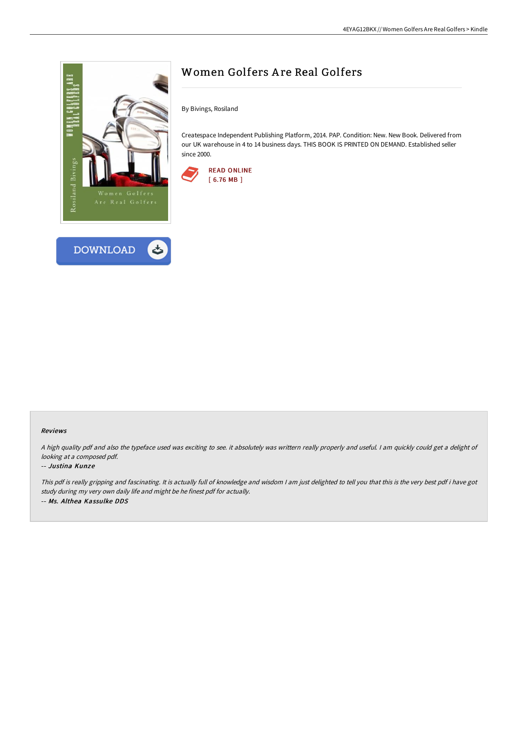# Women Golfers Are Real Golfers

By Bivings, Rosiland

Createspace Independent Publishing Platform, 2014. PAP. Condition: New. New Book. Delivered from our UK warehouse in 4 to 14 business days. THIS BOOK IS PRINTED ON DEMAND. Established seller since 2000.

READ ONLINE
[ 6.76 MB ]

DOWNLOAD

### Reviews

*A high quality pdf and also the typeface used was exciting to see. it absolutely was writtern really properly and useful. I am quickly could get a delight of looking at a composed pdf.*

*-- Justina Kunze*

*This pdf is really gripping and fascinating. It is actually full of knowledge and wisdom I am just delighted to tell you that this is the very best pdf i have got study during my very own daily life and might be he finest pdf for actually.*

*-- Ms. Althea Kassulke DDS*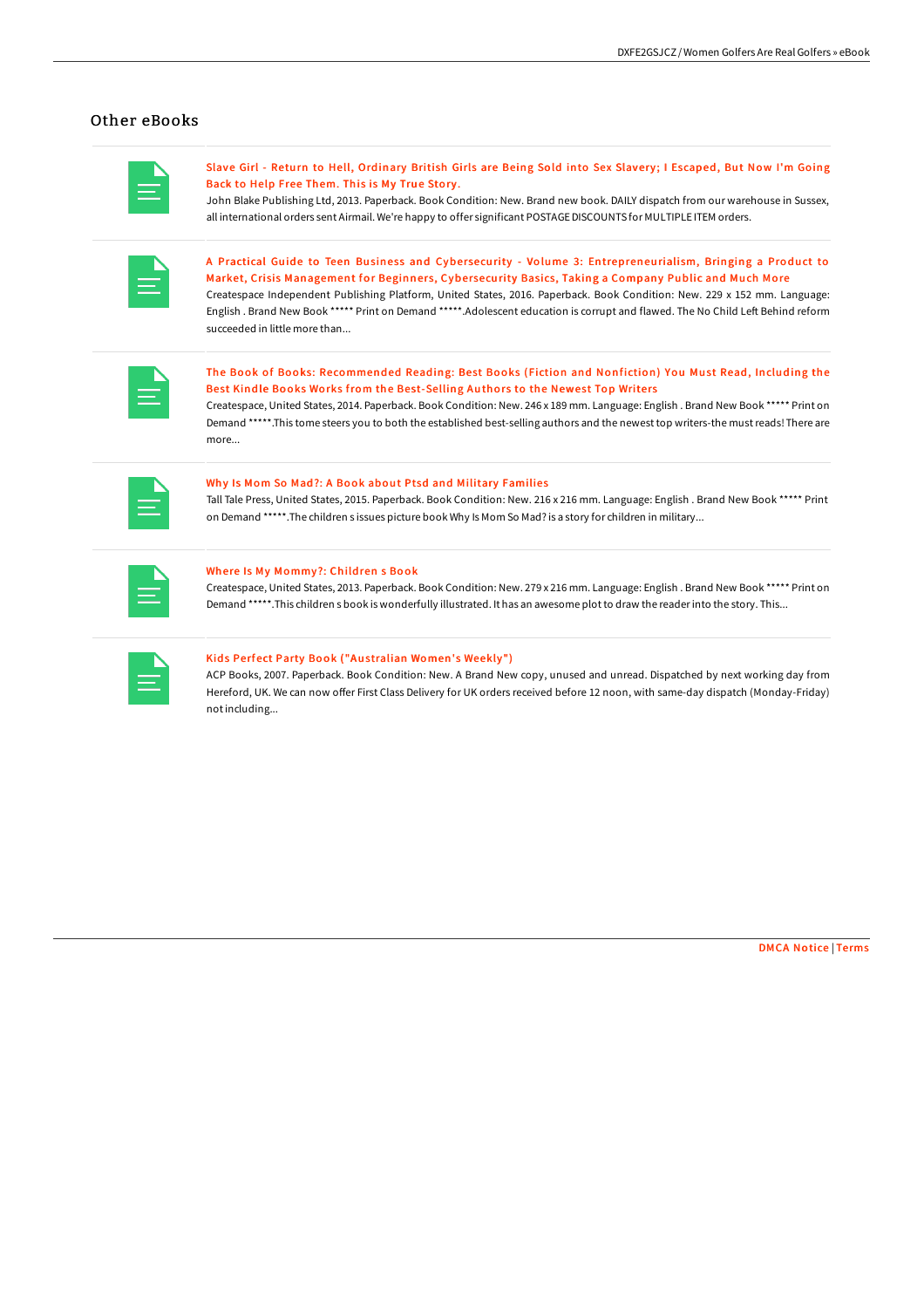## Other eBooks

**Slave Girl - Return to Hell, Ordinary British Girls are Being Sold into Sex Slavery; I Escaped, But Now I'm Going Back to Help Free Them. This is My True Story.**

John Blake Publishing Ltd, 2013. Paperback. Book Condition: New. Brand new book. DAILY dispatch from our warehouse in Sussex, all international orders sent Airmail. We're happy to offer significant POSTAGE DISCOUNTS for MULTIPLE ITEM orders.

**A Practical Guide to Teen Business and Cybersecurity - Volume 3: Entrepreneurialism, Bringing a Product to Market, Crisis Management for Beginners, Cybersecurity Basics, Taking a Company Public and Much More**

Createspace Independent Publishing Platform, United States, 2016. Paperback. Book Condition: New. 229 x 152 mm. Language: English . Brand New Book ***** Print on Demand *****.Adolescent education is corrupt and flawed. The No Child Left Behind reform succeeded in little more than...

**The Book of Books: Recommended Reading: Best Books (Fiction and Nonfiction) You Must Read, Including the Best Kindle Books Works from the Best-Selling Authors to the Newest Top Writers**

Createspace, United States, 2014. Paperback. Book Condition: New. 246 x 189 mm. Language: English . Brand New Book ***** Print on Demand *****.This tome steers you to both the established best-selling authors and the newest top writers-the must reads! There are more...

**Why Is Mom So Mad?: A Book about Ptsd and Military Families**

Tall Tale Press, United States, 2015. Paperback. Book Condition: New. 216 x 216 mm. Language: English . Brand New Book ***** Print on Demand *****.The children s issues picture book Why Is Mom So Mad? is a story for children in military...

**Where Is My Mommy?: Children s Book**

Createspace, United States, 2013. Paperback. Book Condition: New. 279 x 216 mm. Language: English . Brand New Book ***** Print on Demand *****.This children s book is wonderfully illustrated. It has an awesome plot to draw the reader into the story. This...

**Kids Perfect Party Book ("Australian Women's Weekly")**

ACP Books, 2007. Paperback. Book Condition: New. A Brand New copy, unused and unread. Dispatched by next working day from Hereford, UK. We can now offer First Class Delivery for UK orders received before 12 noon, with same-day dispatch (Monday-Friday) not including...